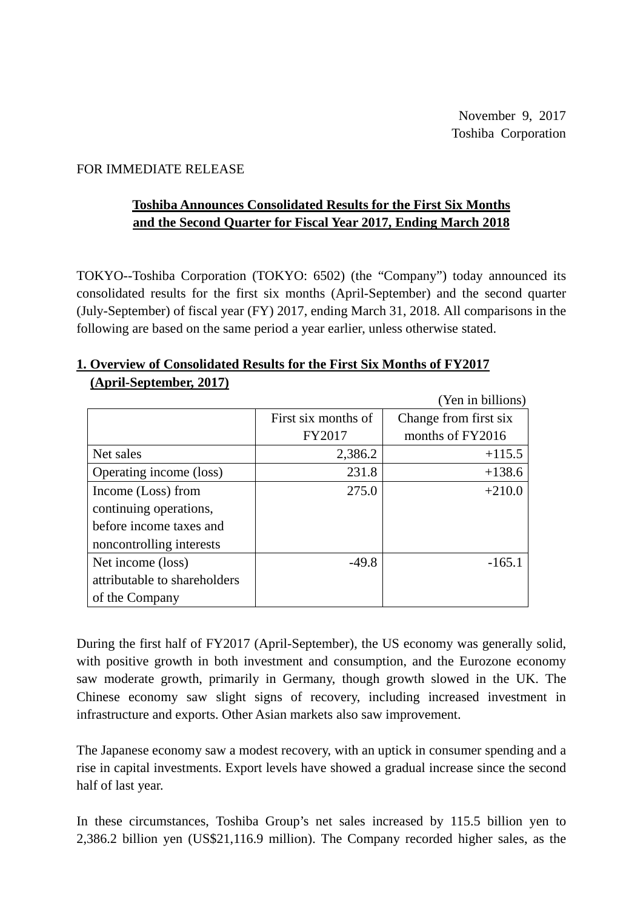November 9, 2017
Toshiba Corporation

FOR IMMEDIATE RELEASE

# Toshiba Announces Consolidated Results for the First Six Months and the Second Quarter for Fiscal Year 2017, Ending March 2018

TOKYO--Toshiba Corporation (TOKYO: 6502) (the "Company") today announced its consolidated results for the first six months (April-September) and the second quarter (July-September) of fiscal year (FY) 2017, ending March 31, 2018. All comparisons in the following are based on the same period a year earlier, unless otherwise stated.

## 1. Overview of Consolidated Results for the First Six Months of FY2017 (April-September, 2017)

(Yen in billions)

| | First six months of FY2017 | Change from first six months of FY2016 |
|---|---|---|
| Net sales | 2,386.2 | +115.5 |
| Operating income (loss) | 231.8 | +138.6 |
| Income (Loss) from continuing operations, before income taxes and noncontrolling interests | 275.0 | +210.0 |
| Net income (loss) attributable to shareholders of the Company | -49.8 | -165.1 |

During the first half of FY2017 (April-September), the US economy was generally solid, with positive growth in both investment and consumption, and the Eurozone economy saw moderate growth, primarily in Germany, though growth slowed in the UK. The Chinese economy saw slight signs of recovery, including increased investment in infrastructure and exports. Other Asian markets also saw improvement.

The Japanese economy saw a modest recovery, with an uptick in consumer spending and a rise in capital investments. Export levels have showed a gradual increase since the second half of last year.

In these circumstances, Toshiba Group's net sales increased by 115.5 billion yen to 2,386.2 billion yen (US$21,116.9 million). The Company recorded higher sales, as the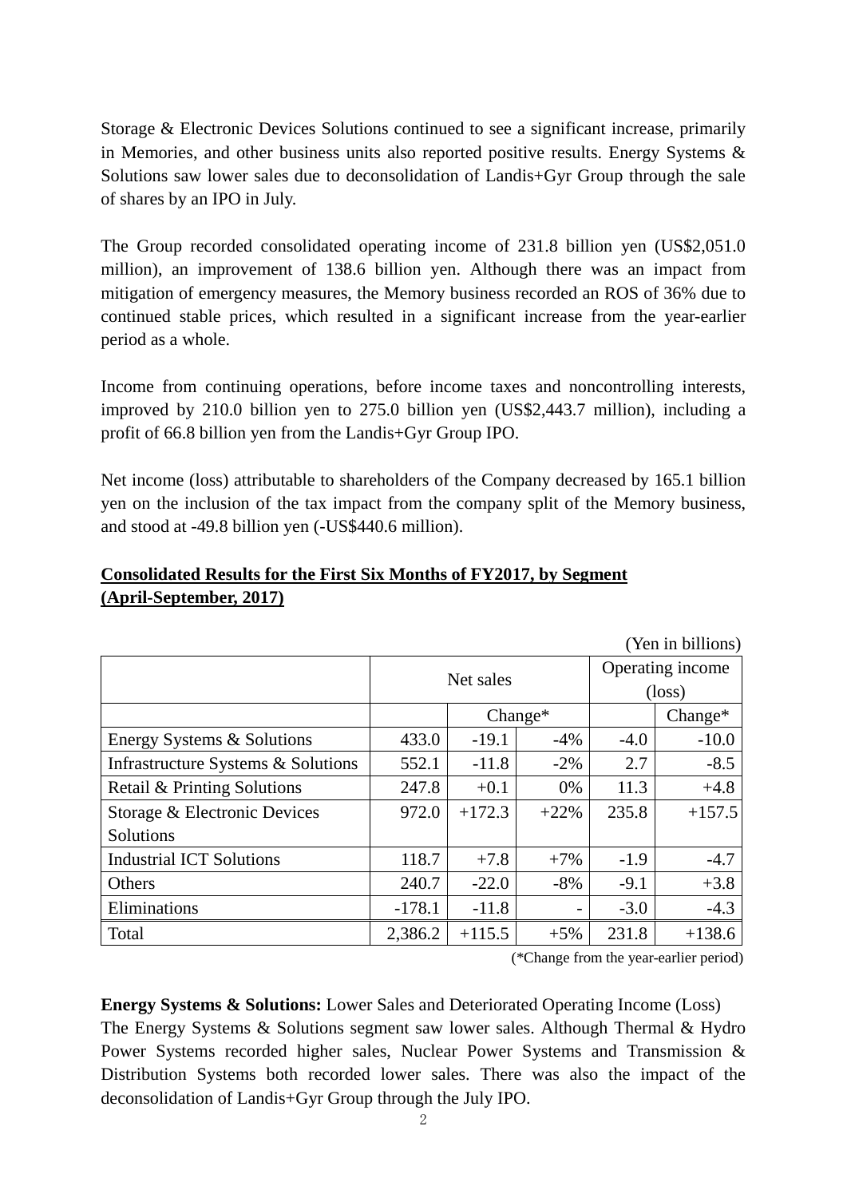Storage & Electronic Devices Solutions continued to see a significant increase, primarily in Memories, and other business units also reported positive results. Energy Systems & Solutions saw lower sales due to deconsolidation of Landis+Gyr Group through the sale of shares by an IPO in July.

The Group recorded consolidated operating income of 231.8 billion yen (US$2,051.0 million), an improvement of 138.6 billion yen. Although there was an impact from mitigation of emergency measures, the Memory business recorded an ROS of 36% due to continued stable prices, which resulted in a significant increase from the year-earlier period as a whole.

Income from continuing operations, before income taxes and noncontrolling interests, improved by 210.0 billion yen to 275.0 billion yen (US$2,443.7 million), including a profit of 66.8 billion yen from the Landis+Gyr Group IPO.

Net income (loss) attributable to shareholders of the Company decreased by 165.1 billion yen on the inclusion of the tax impact from the company split of the Memory business, and stood at -49.8 billion yen (-US$440.6 million).

**Consolidated Results for the First Six Months of FY2017, by Segment (April-September, 2017)**

(Yen in billions)

| | Net sales | | | Operating income (loss) | |
|---|---|---|---|---|---|
| | | Change* | | | Change* |
| Energy Systems & Solutions | 433.0 | -19.1 | -4% | -4.0 | -10.0 |
| Infrastructure Systems & Solutions | 552.1 | -11.8 | -2% | 2.7 | -8.5 |
| Retail & Printing Solutions | 247.8 | +0.1 | 0% | 11.3 | +4.8 |
| Storage & Electronic Devices Solutions | 972.0 | +172.3 | +22% | 235.8 | +157.5 |
| Industrial ICT Solutions | 118.7 | +7.8 | +7% | -1.9 | -4.7 |
| Others | 240.7 | -22.0 | -8% | -9.1 | +3.8 |
| Eliminations | -178.1 | -11.8 | - | -3.0 | -4.3 |
| Total | 2,386.2 | +115.5 | +5% | 231.8 | +138.6 |

(*Change from the year-earlier period)

**Energy Systems & Solutions:** Lower Sales and Deteriorated Operating Income (Loss)
The Energy Systems & Solutions segment saw lower sales. Although Thermal & Hydro Power Systems recorded higher sales, Nuclear Power Systems and Transmission & Distribution Systems both recorded lower sales. There was also the impact of the deconsolidation of Landis+Gyr Group through the July IPO.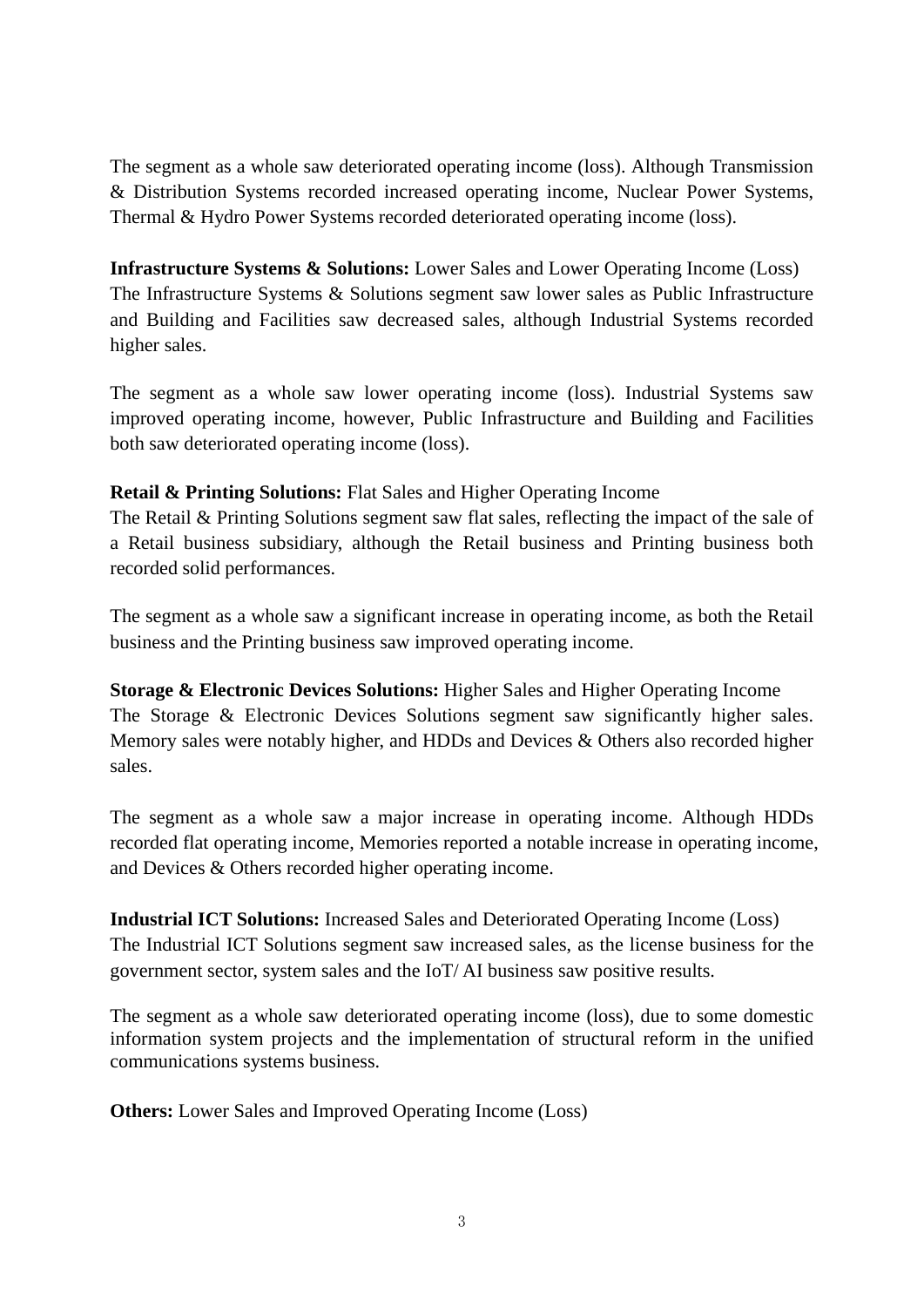The segment as a whole saw deteriorated operating income (loss). Although Transmission & Distribution Systems recorded increased operating income, Nuclear Power Systems, Thermal & Hydro Power Systems recorded deteriorated operating income (loss).

**Infrastructure Systems & Solutions:** Lower Sales and Lower Operating Income (Loss)
The Infrastructure Systems & Solutions segment saw lower sales as Public Infrastructure and Building and Facilities saw decreased sales, although Industrial Systems recorded higher sales.

The segment as a whole saw lower operating income (loss). Industrial Systems saw improved operating income, however, Public Infrastructure and Building and Facilities both saw deteriorated operating income (loss).

**Retail & Printing Solutions:** Flat Sales and Higher Operating Income
The Retail & Printing Solutions segment saw flat sales, reflecting the impact of the sale of a Retail business subsidiary, although the Retail business and Printing business both recorded solid performances.

The segment as a whole saw a significant increase in operating income, as both the Retail business and the Printing business saw improved operating income.

**Storage & Electronic Devices Solutions:** Higher Sales and Higher Operating Income
The Storage & Electronic Devices Solutions segment saw significantly higher sales. Memory sales were notably higher, and HDDs and Devices & Others also recorded higher sales.

The segment as a whole saw a major increase in operating income. Although HDDs recorded flat operating income, Memories reported a notable increase in operating income, and Devices & Others recorded higher operating income.

**Industrial ICT Solutions:** Increased Sales and Deteriorated Operating Income (Loss)
The Industrial ICT Solutions segment saw increased sales, as the license business for the government sector, system sales and the IoT/ AI business saw positive results.

The segment as a whole saw deteriorated operating income (loss), due to some domestic information system projects and the implementation of structural reform in the unified communications systems business.

**Others:** Lower Sales and Improved Operating Income (Loss)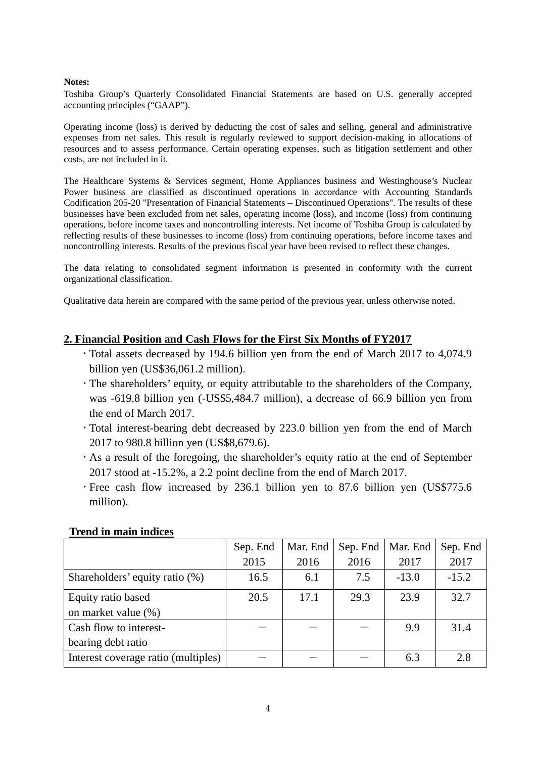**Notes:**

Toshiba Group's Quarterly Consolidated Financial Statements are based on U.S. generally accepted accounting principles ("GAAP").

Operating income (loss) is derived by deducting the cost of sales and selling, general and administrative expenses from net sales. This result is regularly reviewed to support decision-making in allocations of resources and to assess performance. Certain operating expenses, such as litigation settlement and other costs, are not included in it.

The Healthcare Systems & Services segment, Home Appliances business and Westinghouse's Nuclear Power business are classified as discontinued operations in accordance with Accounting Standards Codification 205-20 "Presentation of Financial Statements – Discontinued Operations". The results of these businesses have been excluded from net sales, operating income (loss), and income (loss) from continuing operations, before income taxes and noncontrolling interests. Net income of Toshiba Group is calculated by reflecting results of these businesses to income (loss) from continuing operations, before income taxes and noncontrolling interests. Results of the previous fiscal year have been revised to reflect these changes.

The data relating to consolidated segment information is presented in conformity with the current organizational classification.

Qualitative data herein are compared with the same period of the previous year, unless otherwise noted.

## 2. Financial Position and Cash Flows for the First Six Months of FY2017

- Total assets decreased by 194.6 billion yen from the end of March 2017 to 4,074.9 billion yen (US$36,061.2 million).
- The shareholders' equity, or equity attributable to the shareholders of the Company, was -619.8 billion yen (-US$5,484.7 million), a decrease of 66.9 billion yen from the end of March 2017.
- Total interest-bearing debt decreased by 223.0 billion yen from the end of March 2017 to 980.8 billion yen (US$8,679.6).
- As a result of the foregoing, the shareholder's equity ratio at the end of September 2017 stood at -15.2%, a 2.2 point decline from the end of March 2017.
- Free cash flow increased by 236.1 billion yen to 87.6 billion yen (US$775.6 million).

**Trend in main indices**

| | Sep. End 2015 | Mar. End 2016 | Sep. End 2016 | Mar. End 2017 | Sep. End 2017 |
|---|---|---|---|---|---|
| Shareholders' equity ratio (%) | 16.5 | 6.1 | 7.5 | -13.0 | -15.2 |
| Equity ratio based on market value (%) | 20.5 | 17.1 | 29.3 | 23.9 | 32.7 |
| Cash flow to interest-bearing debt ratio | ― | ― | ― | 9.9 | 31.4 |
| Interest coverage ratio (multiples) | ― | ― | ― | 6.3 | 2.8 |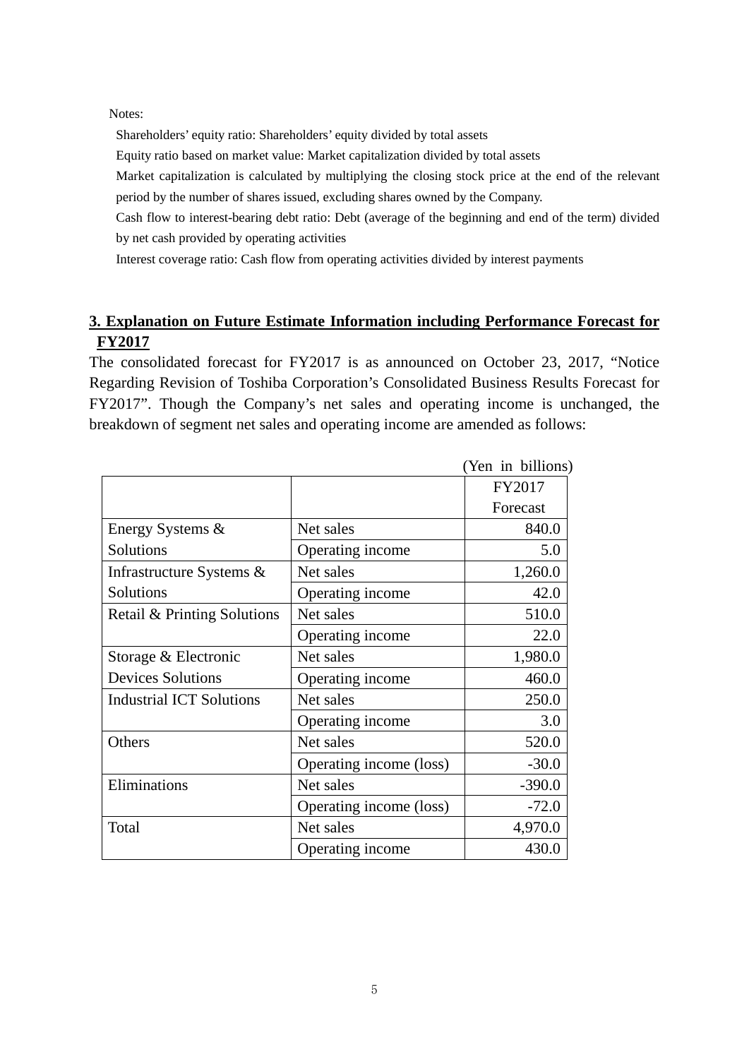Notes:

Shareholders' equity ratio: Shareholders' equity divided by total assets

Equity ratio based on market value: Market capitalization divided by total assets

Market capitalization is calculated by multiplying the closing stock price at the end of the relevant period by the number of shares issued, excluding shares owned by the Company.

Cash flow to interest-bearing debt ratio: Debt (average of the beginning and end of the term) divided by net cash provided by operating activities

Interest coverage ratio: Cash flow from operating activities divided by interest payments

## 3. Explanation on Future Estimate Information including Performance Forecast for FY2017

The consolidated forecast for FY2017 is as announced on October 23, 2017, "Notice Regarding Revision of Toshiba Corporation's Consolidated Business Results Forecast for FY2017". Though the Company's net sales and operating income is unchanged, the breakdown of segment net sales and operating income are amended as follows:

(Yen in billions)

| | | FY2017 Forecast |
|---|---|---|
| Energy Systems & Solutions | Net sales | 840.0 |
| | Operating income | 5.0 |
| Infrastructure Systems & Solutions | Net sales | 1,260.0 |
| | Operating income | 42.0 |
| Retail & Printing Solutions | Net sales | 510.0 |
| | Operating income | 22.0 |
| Storage & Electronic Devices Solutions | Net sales | 1,980.0 |
| | Operating income | 460.0 |
| Industrial ICT Solutions | Net sales | 250.0 |
| | Operating income | 3.0 |
| Others | Net sales | 520.0 |
| | Operating income (loss) | -30.0 |
| Eliminations | Net sales | -390.0 |
| | Operating income (loss) | -72.0 |
| Total | Net sales | 4,970.0 |
| | Operating income | 430.0 |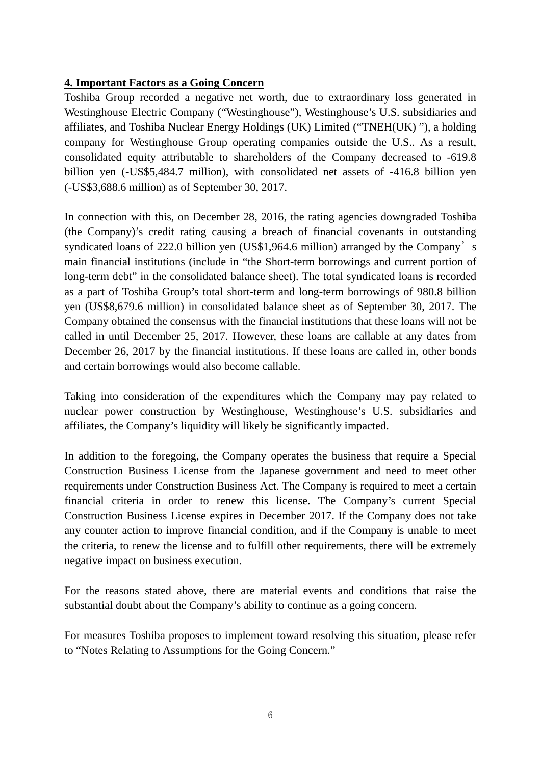**4. Important Factors as a Going Concern**

Toshiba Group recorded a negative net worth, due to extraordinary loss generated in Westinghouse Electric Company ("Westinghouse"), Westinghouse's U.S. subsidiaries and affiliates, and Toshiba Nuclear Energy Holdings (UK) Limited ("TNEH(UK) "), a holding company for Westinghouse Group operating companies outside the U.S.. As a result, consolidated equity attributable to shareholders of the Company decreased to -619.8 billion yen (-US$5,484.7 million), with consolidated net assets of -416.8 billion yen (-US$3,688.6 million) as of September 30, 2017.

In connection with this, on December 28, 2016, the rating agencies downgraded Toshiba (the Company)'s credit rating causing a breach of financial covenants in outstanding syndicated loans of 222.0 billion yen (US$1,964.6 million) arranged by the Company's main financial institutions (include in "the Short-term borrowings and current portion of long-term debt" in the consolidated balance sheet). The total syndicated loans is recorded as a part of Toshiba Group's total short-term and long-term borrowings of 980.8 billion yen (US$8,679.6 million) in consolidated balance sheet as of September 30, 2017. The Company obtained the consensus with the financial institutions that these loans will not be called in until December 25, 2017. However, these loans are callable at any dates from December 26, 2017 by the financial institutions. If these loans are called in, other bonds and certain borrowings would also become callable.

Taking into consideration of the expenditures which the Company may pay related to nuclear power construction by Westinghouse, Westinghouse's U.S. subsidiaries and affiliates, the Company's liquidity will likely be significantly impacted.

In addition to the foregoing, the Company operates the business that require a Special Construction Business License from the Japanese government and need to meet other requirements under Construction Business Act. The Company is required to meet a certain financial criteria in order to renew this license. The Company's current Special Construction Business License expires in December 2017. If the Company does not take any counter action to improve financial condition, and if the Company is unable to meet the criteria, to renew the license and to fulfill other requirements, there will be extremely negative impact on business execution.

For the reasons stated above, there are material events and conditions that raise the substantial doubt about the Company's ability to continue as a going concern.

For measures Toshiba proposes to implement toward resolving this situation, please refer to "Notes Relating to Assumptions for the Going Concern."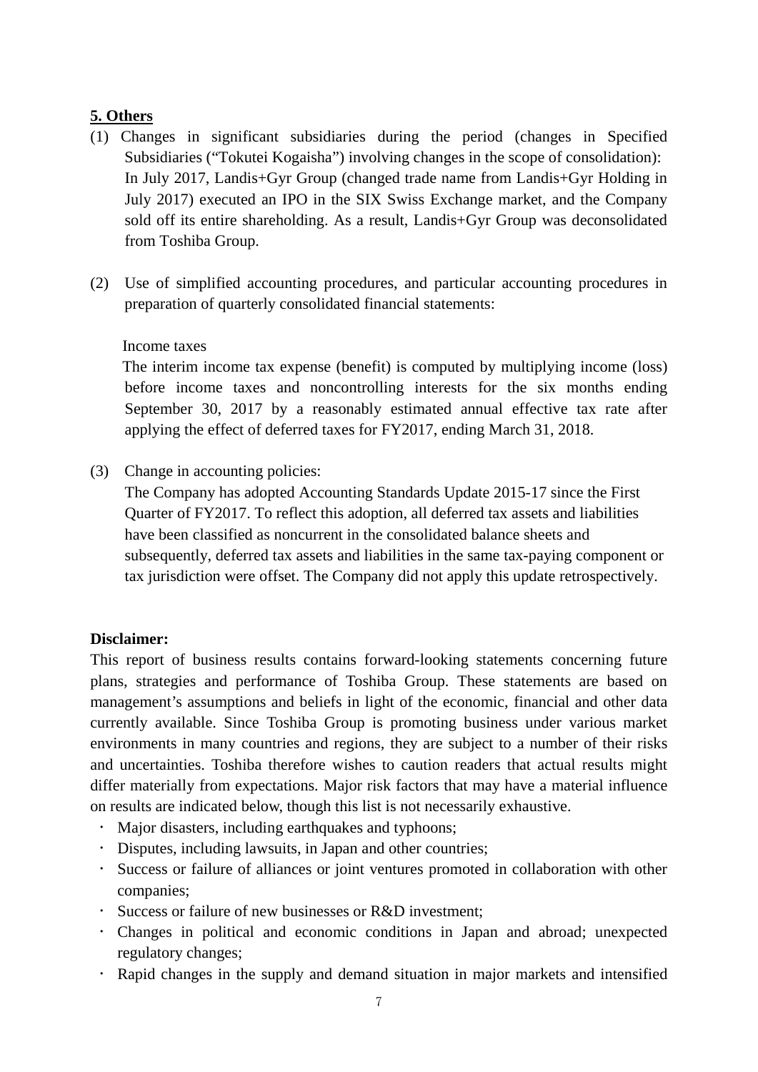## 5. Others

(1) Changes in significant subsidiaries during the period (changes in Specified Subsidiaries ("Tokutei Kogaisha") involving changes in the scope of consolidation):
In July 2017, Landis+Gyr Group (changed trade name from Landis+Gyr Holding in July 2017) executed an IPO in the SIX Swiss Exchange market, and the Company sold off its entire shareholding. As a result, Landis+Gyr Group was deconsolidated from Toshiba Group.

(2) Use of simplified accounting procedures, and particular accounting procedures in preparation of quarterly consolidated financial statements:

Income taxes

The interim income tax expense (benefit) is computed by multiplying income (loss) before income taxes and noncontrolling interests for the six months ending September 30, 2017 by a reasonably estimated annual effective tax rate after applying the effect of deferred taxes for FY2017, ending March 31, 2018.

(3) Change in accounting policies:
The Company has adopted Accounting Standards Update 2015-17 since the First Quarter of FY2017. To reflect this adoption, all deferred tax assets and liabilities have been classified as noncurrent in the consolidated balance sheets and subsequently, deferred tax assets and liabilities in the same tax-paying component or tax jurisdiction were offset. The Company did not apply this update retrospectively.

**Disclaimer:**

This report of business results contains forward-looking statements concerning future plans, strategies and performance of Toshiba Group. These statements are based on management's assumptions and beliefs in light of the economic, financial and other data currently available. Since Toshiba Group is promoting business under various market environments in many countries and regions, they are subject to a number of their risks and uncertainties. Toshiba therefore wishes to caution readers that actual results might differ materially from expectations. Major risk factors that may have a material influence on results are indicated below, though this list is not necessarily exhaustive.

- Major disasters, including earthquakes and typhoons;
- Disputes, including lawsuits, in Japan and other countries;
- Success or failure of alliances or joint ventures promoted in collaboration with other companies;
- Success or failure of new businesses or R&D investment;
- Changes in political and economic conditions in Japan and abroad; unexpected regulatory changes;
- Rapid changes in the supply and demand situation in major markets and intensified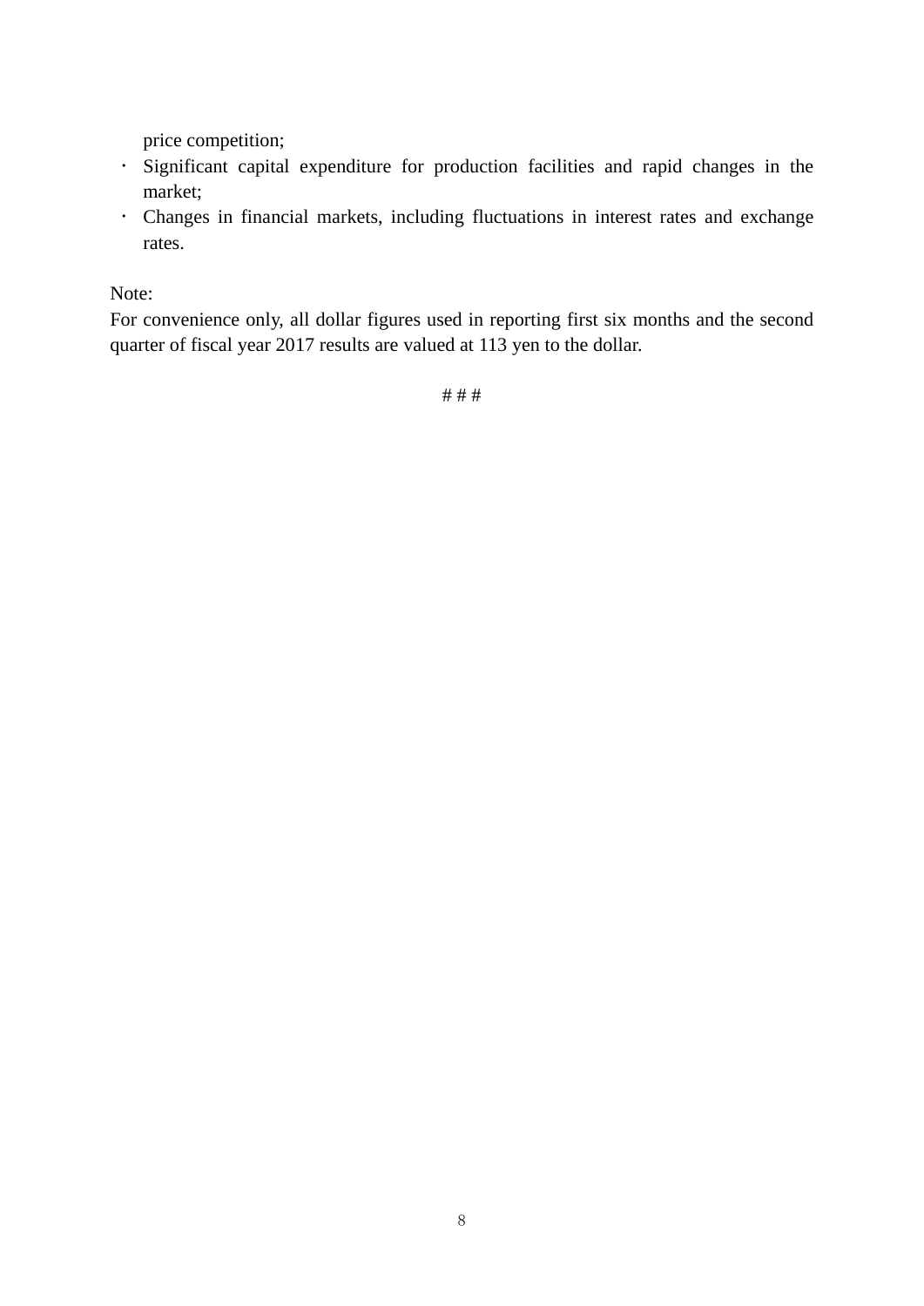price competition;

- Significant capital expenditure for production facilities and rapid changes in the market;
- Changes in financial markets, including fluctuations in interest rates and exchange rates.

Note:
For convenience only, all dollar figures used in reporting first six months and the second quarter of fiscal year 2017 results are valued at 113 yen to the dollar.

# # #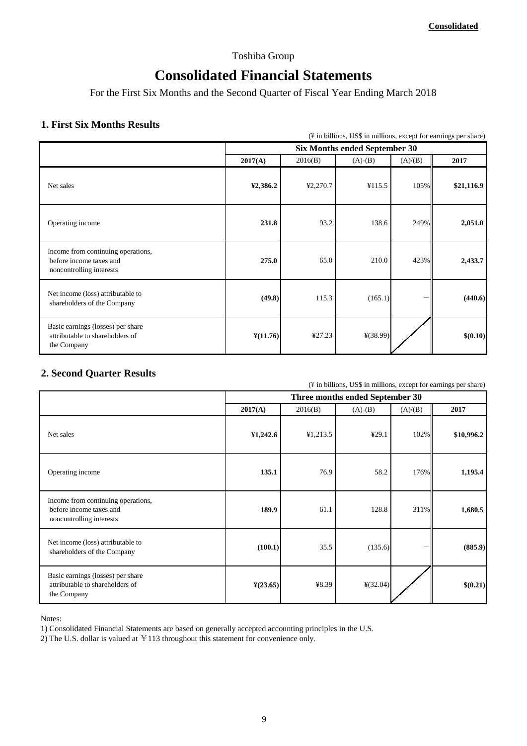**Consolidated**

Toshiba Group

# Consolidated Financial Statements

For the First Six Months and the Second Quarter of Fiscal Year Ending March 2018

## 1. First Six Months Results

(¥ in billions, US$ in millions, except for earnings per share)

| | Six Months ended September 30 | | | | |
|---|---|---|---|---|---|
| | **2017(A)** | 2016(B) | (A)-(B) | (A)/(B) | **2017** |
| Net sales | **¥2,386.2** | ¥2,270.7 | ¥115.5 | 105% | **$21,116.9** |
| Operating income | **231.8** | 93.2 | 138.6 | 249% | **2,051.0** |
| Income from continuing operations, before income taxes and noncontrolling interests | **275.0** | 65.0 | 210.0 | 423% | **2,433.7** |
| Net income (loss) attributable to shareholders of the Company | **(49.8)** | 115.3 | (165.1) | － | **(440.6)** |
| Basic earnings (losses) per share attributable to shareholders of the Company | **¥(11.76)** | ¥27.23 | ¥(38.99) | | **$(0.10)** |

## 2. Second Quarter Results

(¥ in billions, US$ in millions, except for earnings per share)

| | Three months ended September 30 | | | | |
|---|---|---|---|---|---|
| | **2017(A)** | 2016(B) | (A)-(B) | (A)/(B) | **2017** |
| Net sales | **¥1,242.6** | ¥1,213.5 | ¥29.1 | 102% | **$10,996.2** |
| Operating income | **135.1** | 76.9 | 58.2 | 176% | **1,195.4** |
| Income from continuing operations, before income taxes and noncontrolling interests | **189.9** | 61.1 | 128.8 | 311% | **1,680.5** |
| Net income (loss) attributable to shareholders of the Company | **(100.1)** | 35.5 | (135.6) | － | **(885.9)** |
| Basic earnings (losses) per share attributable to shareholders of the Company | **¥(23.65)** | ¥8.39 | ¥(32.04) | | **$(0.21)** |

Notes:

1) Consolidated Financial Statements are based on generally accepted accounting principles in the U.S.

2) The U.S. dollar is valued at ￥113 throughout this statement for convenience only.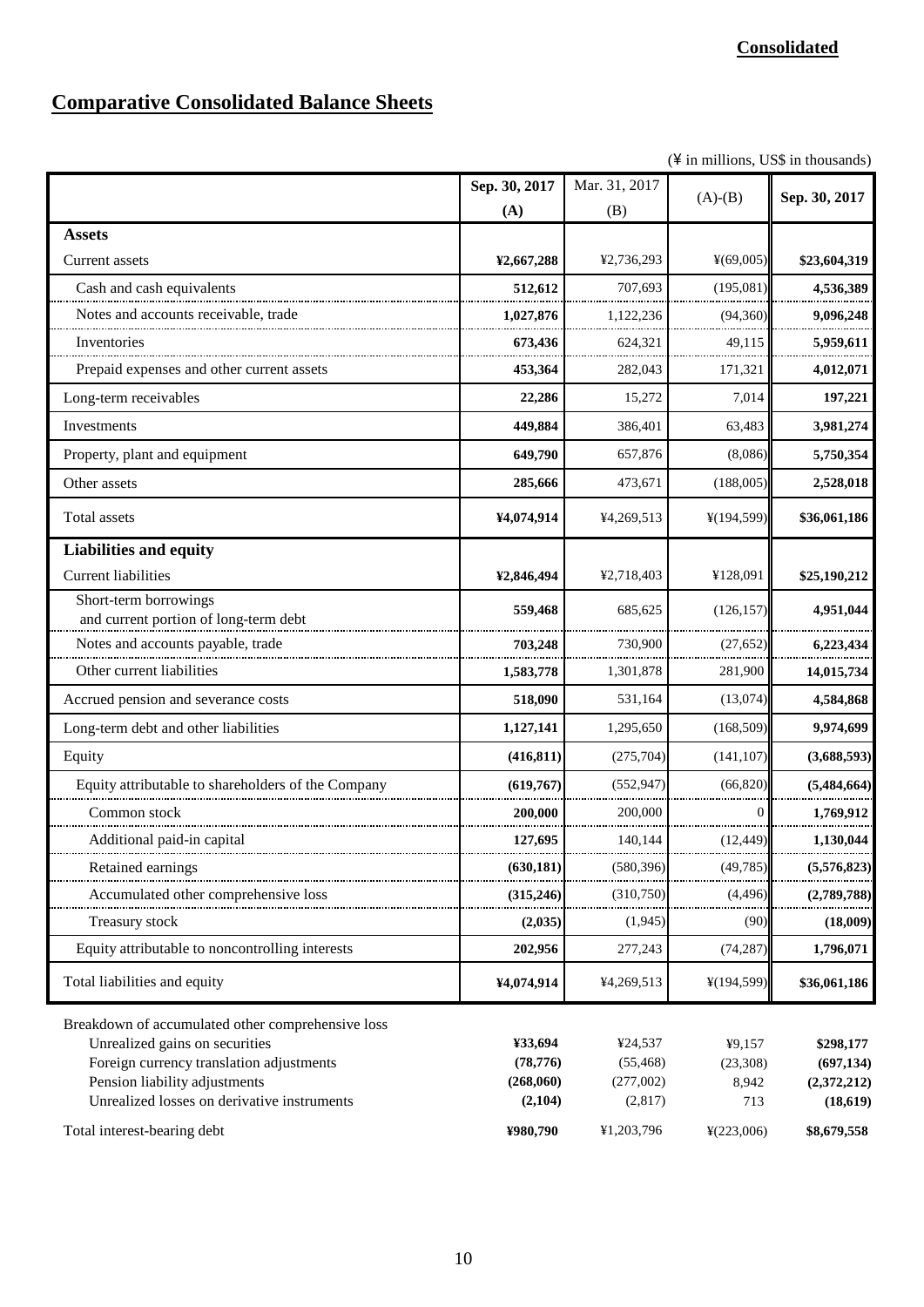**Consolidated**

# Comparative Consolidated Balance Sheets

(¥ in millions, US$ in thousands)

| | Sep. 30, 2017 (A) | Mar. 31, 2017 (B) | (A)-(B) | Sep. 30, 2017 |
|---|---|---|---|---|
| **Assets** | | | | |
| Current assets | **¥2,667,288** | ¥2,736,293 | ¥(69,005) | **$23,604,319** |
| Cash and cash equivalents | **512,612** | 707,693 | (195,081) | **4,536,389** |
| Notes and accounts receivable, trade | **1,027,876** | 1,122,236 | (94,360) | **9,096,248** |
| Inventories | **673,436** | 624,321 | 49,115 | **5,959,611** |
| Prepaid expenses and other current assets | **453,364** | 282,043 | 171,321 | **4,012,071** |
| Long-term receivables | **22,286** | 15,272 | 7,014 | **197,221** |
| Investments | **449,884** | 386,401 | 63,483 | **3,981,274** |
| Property, plant and equipment | **649,790** | 657,876 | (8,086) | **5,750,354** |
| Other assets | **285,666** | 473,671 | (188,005) | **2,528,018** |
| Total assets | **¥4,074,914** | ¥4,269,513 | ¥(194,599) | **$36,061,186** |
| **Liabilities and equity** | | | | |
| Current liabilities | **¥2,846,494** | ¥2,718,403 | ¥128,091 | **$25,190,212** |
| Short-term borrowings and current portion of long-term debt | **559,468** | 685,625 | (126,157) | **4,951,044** |
| Notes and accounts payable, trade | **703,248** | 730,900 | (27,652) | **6,223,434** |
| Other current liabilities | **1,583,778** | 1,301,878 | 281,900 | **14,015,734** |
| Accrued pension and severance costs | **518,090** | 531,164 | (13,074) | **4,584,868** |
| Long-term debt and other liabilities | **1,127,141** | 1,295,650 | (168,509) | **9,974,699** |
| Equity | **(416,811)** | (275,704) | (141,107) | **(3,688,593)** |
| Equity attributable to shareholders of the Company | **(619,767)** | (552,947) | (66,820) | **(5,484,664)** |
| Common stock | **200,000** | 200,000 | 0 | **1,769,912** |
| Additional paid-in capital | **127,695** | 140,144 | (12,449) | **1,130,044** |
| Retained earnings | **(630,181)** | (580,396) | (49,785) | **(5,576,823)** |
| Accumulated other comprehensive loss | **(315,246)** | (310,750) | (4,496) | **(2,789,788)** |
| Treasury stock | **(2,035)** | (1,945) | (90) | **(18,009)** |
| Equity attributable to noncontrolling interests | **202,956** | 277,243 | (74,287) | **1,796,071** |
| Total liabilities and equity | **¥4,074,914** | ¥4,269,513 | ¥(194,599) | **$36,061,186** |

| | Sep. 30, 2017 (A) | Mar. 31, 2017 (B) | (A)-(B) | Sep. 30, 2017 |
|---|---|---|---|---|
| Breakdown of accumulated other comprehensive loss | | | | |
| Unrealized gains on securities | **¥33,694** | ¥24,537 | ¥9,157 | **$298,177** |
| Foreign currency translation adjustments | **(78,776)** | (55,468) | (23,308) | **(697,134)** |
| Pension liability adjustments | **(268,060)** | (277,002) | 8,942 | **(2,372,212)** |
| Unrealized losses on derivative instruments | **(2,104)** | (2,817) | 713 | **(18,619)** |
| Total interest-bearing debt | **¥980,790** | ¥1,203,796 | ¥(223,006) | **$8,679,558** |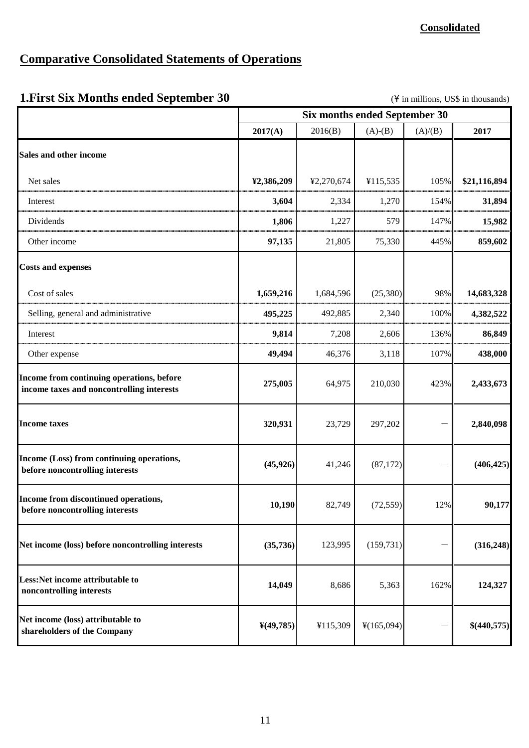**Consolidated**

# Comparative Consolidated Statements of Operations

## 1.First Six Months ended September 30

(¥ in millions, US$ in thousands)

| | Six months ended September 30 | | | | |
|---|---|---|---|---|---|
| | **2017(A)** | 2016(B) | (A)-(B) | (A)/(B) | **2017** |
| **Sales and other income** | | | | | |
| Net sales | **¥2,386,209** | ¥2,270,674 | ¥115,535 | 105% | **$21,116,894** |
| Interest | **3,604** | 2,334 | 1,270 | 154% | **31,894** |
| Dividends | **1,806** | 1,227 | 579 | 147% | **15,982** |
| Other income | **97,135** | 21,805 | 75,330 | 445% | **859,602** |
| **Costs and expenses** | | | | | |
| Cost of sales | **1,659,216** | 1,684,596 | (25,380) | 98% | **14,683,328** |
| Selling, general and administrative | **495,225** | 492,885 | 2,340 | 100% | **4,382,522** |
| Interest | **9,814** | 7,208 | 2,606 | 136% | **86,849** |
| Other expense | **49,494** | 46,376 | 3,118 | 107% | **438,000** |
| **Income from continuing operations, before income taxes and noncontrolling interests** | **275,005** | 64,975 | 210,030 | 423% | **2,433,673** |
| **Income taxes** | **320,931** | 23,729 | 297,202 | — | **2,840,098** |
| **Income (Loss) from continuing operations, before noncontrolling interests** | **(45,926)** | 41,246 | (87,172) | — | **(406,425)** |
| **Income from discontinued operations, before noncontrolling interests** | **10,190** | 82,749 | (72,559) | 12% | **90,177** |
| **Net income (loss) before noncontrolling interests** | **(35,736)** | 123,995 | (159,731) | — | **(316,248)** |
| **Less:Net income attributable to noncontrolling interests** | **14,049** | 8,686 | 5,363 | 162% | **124,327** |
| **Net income (loss) attributable to shareholders of the Company** | **¥(49,785)** | ¥115,309 | ¥(165,094) | — | **$(440,575)** |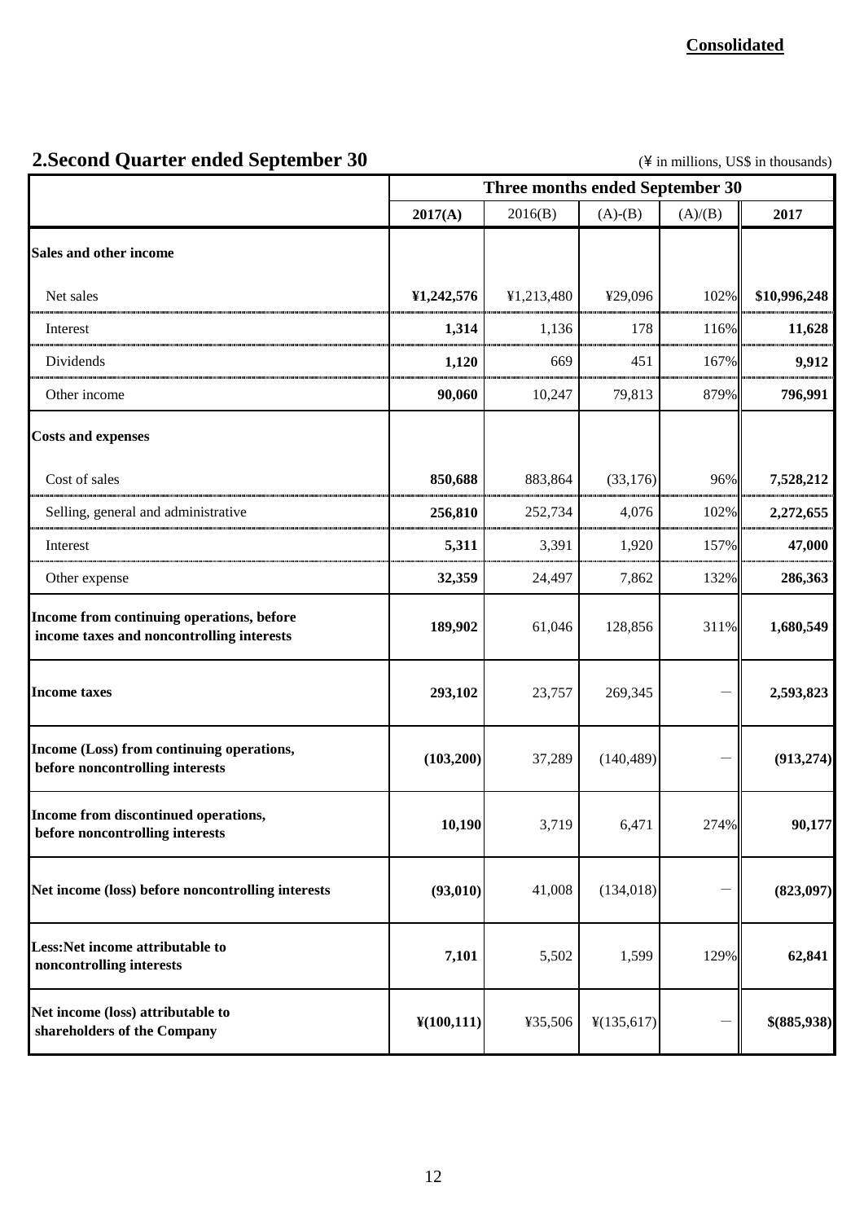**Consolidated**

## 2.Second Quarter ended September 30

(¥ in millions, US$ in thousands)

| | Three months ended September 30 | | | | |
|---|---|---|---|---|---|
| | **2017(A)** | 2016(B) | (A)-(B) | (A)/(B) | **2017** |
| **Sales and other income** | | | | | |
| Net sales | **¥1,242,576** | ¥1,213,480 | ¥29,096 | 102% | **$10,996,248** |
| Interest | **1,314** | 1,136 | 178 | 116% | **11,628** |
| Dividends | **1,120** | 669 | 451 | 167% | **9,912** |
| Other income | **90,060** | 10,247 | 79,813 | 879% | **796,991** |
| **Costs and expenses** | | | | | |
| Cost of sales | **850,688** | 883,864 | (33,176) | 96% | **7,528,212** |
| Selling, general and administrative | **256,810** | 252,734 | 4,076 | 102% | **2,272,655** |
| Interest | **5,311** | 3,391 | 1,920 | 157% | **47,000** |
| Other expense | **32,359** | 24,497 | 7,862 | 132% | **286,363** |
| **Income from continuing operations, before income taxes and noncontrolling interests** | **189,902** | 61,046 | 128,856 | 311% | **1,680,549** |
| **Income taxes** | **293,102** | 23,757 | 269,345 | — | **2,593,823** |
| **Income (Loss) from continuing operations, before noncontrolling interests** | **(103,200)** | 37,289 | (140,489) | — | **(913,274)** |
| **Income from discontinued operations, before noncontrolling interests** | **10,190** | 3,719 | 6,471 | 274% | **90,177** |
| **Net income (loss) before noncontrolling interests** | **(93,010)** | 41,008 | (134,018) | — | **(823,097)** |
| **Less:Net income attributable to noncontrolling interests** | **7,101** | 5,502 | 1,599 | 129% | **62,841** |
| **Net income (loss) attributable to shareholders of the Company** | **¥(100,111)** | ¥35,506 | ¥(135,617) | — | **$(885,938)** |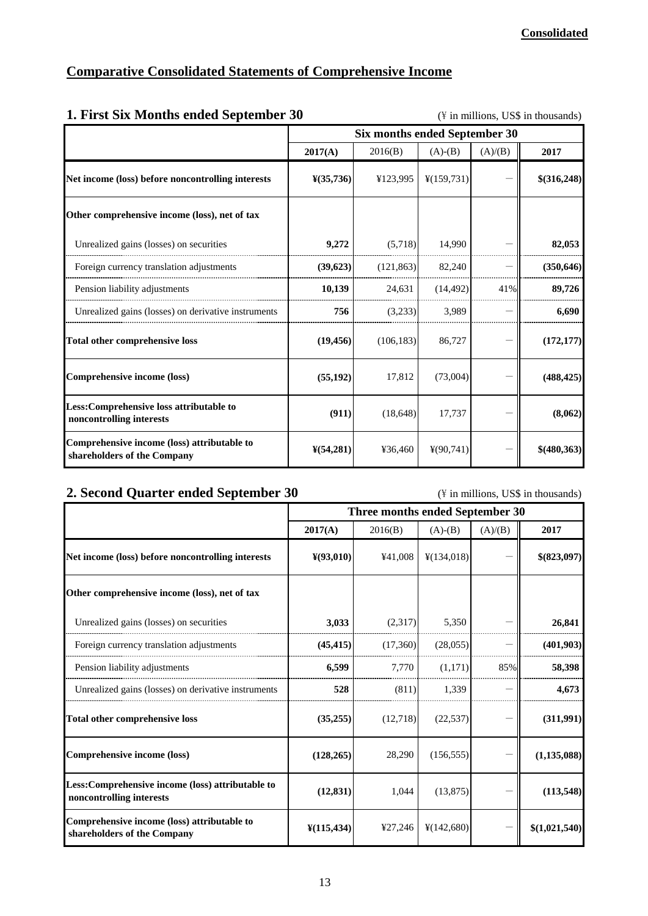**Consolidated**

# Comparative Consolidated Statements of Comprehensive Income

## 1. First Six Months ended September 30

(¥ in millions, US$ in thousands)

| | Six months ended September 30 | | | | |
|---|---|---|---|---|---|
| | **2017(A)** | 2016(B) | (A)-(B) | (A)/(B) | **2017** |
| **Net income (loss) before noncontrolling interests** | **¥(35,736)** | ¥123,995 | ¥(159,731) | － | **$(316,248)** |
| **Other comprehensive income (loss), net of tax** | | | | | |
| Unrealized gains (losses) on securities | **9,272** | (5,718) | 14,990 | － | **82,053** |
| Foreign currency translation adjustments | **(39,623)** | (121,863) | 82,240 | － | **(350,646)** |
| Pension liability adjustments | **10,139** | 24,631 | (14,492) | 41% | **89,726** |
| Unrealized gains (losses) on derivative instruments | **756** | (3,233) | 3,989 | － | **6,690** |
| **Total other comprehensive loss** | **(19,456)** | (106,183) | 86,727 | － | **(172,177)** |
| **Comprehensive income (loss)** | **(55,192)** | 17,812 | (73,004) | － | **(488,425)** |
| **Less:Comprehensive loss attributable to noncontrolling interests** | **(911)** | (18,648) | 17,737 | － | **(8,062)** |
| **Comprehensive income (loss) attributable to shareholders of the Company** | **¥(54,281)** | ¥36,460 | ¥(90,741) | － | **$(480,363)** |

## 2. Second Quarter ended September 30

(¥ in millions, US$ in thousands)

| | Three months ended September 30 | | | | |
|---|---|---|---|---|---|
| | **2017(A)** | 2016(B) | (A)-(B) | (A)/(B) | **2017** |
| **Net income (loss) before noncontrolling interests** | **¥(93,010)** | ¥41,008 | ¥(134,018) | － | **$(823,097)** |
| **Other comprehensive income (loss), net of tax** | | | | | |
| Unrealized gains (losses) on securities | **3,033** | (2,317) | 5,350 | － | **26,841** |
| Foreign currency translation adjustments | **(45,415)** | (17,360) | (28,055) | － | **(401,903)** |
| Pension liability adjustments | **6,599** | 7,770 | (1,171) | 85% | **58,398** |
| Unrealized gains (losses) on derivative instruments | **528** | (811) | 1,339 | － | **4,673** |
| **Total other comprehensive loss** | **(35,255)** | (12,718) | (22,537) | － | **(311,991)** |
| **Comprehensive income (loss)** | **(128,265)** | 28,290 | (156,555) | － | **(1,135,088)** |
| **Less:Comprehensive income (loss) attributable to noncontrolling interests** | **(12,831)** | 1,044 | (13,875) | － | **(113,548)** |
| **Comprehensive income (loss) attributable to shareholders of the Company** | **¥(115,434)** | ¥27,246 | ¥(142,680) | － | **$(1,021,540)** |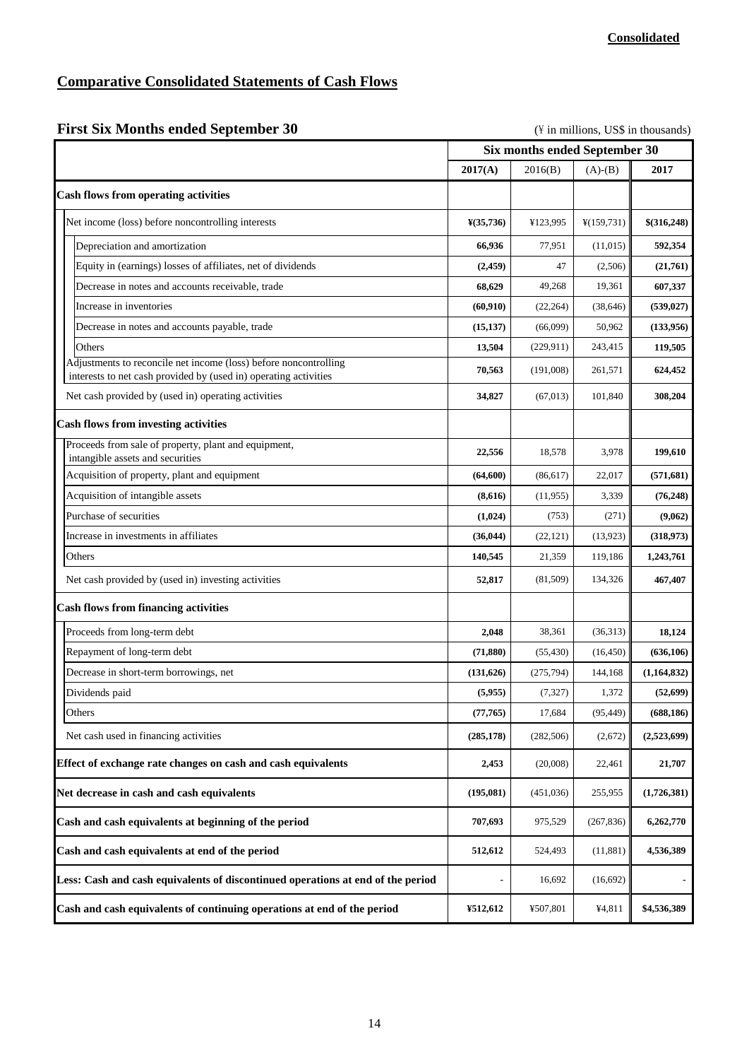**Consolidated**

## Comparative Consolidated Statements of Cash Flows

### First Six Months ended September 30

(¥ in millions, US$ in thousands)

| | Six months ended September 30 | | | |
|---|---|---|---|---|
| | 2017(A) | 2016(B) | (A)-(B) | 2017 |
| **Cash flows from operating activities** | | | | |
| Net income (loss) before noncontrolling interests | ¥(35,736) | ¥123,995 | ¥(159,731) | $(316,248) |
| Depreciation and amortization | 66,936 | 77,951 | (11,015) | 592,354 |
| Equity in (earnings) losses of affiliates, net of dividends | (2,459) | 47 | (2,506) | (21,761) |
| Decrease in notes and accounts receivable, trade | 68,629 | 49,268 | 19,361 | 607,337 |
| Increase in inventories | (60,910) | (22,264) | (38,646) | (539,027) |
| Decrease in notes and accounts payable, trade | (15,137) | (66,099) | 50,962 | (133,956) |
| Others | 13,504 | (229,911) | 243,415 | 119,505 |
| Adjustments to reconcile net income (loss) before noncontrolling interests to net cash provided by (used in) operating activities | 70,563 | (191,008) | 261,571 | 624,452 |
| Net cash provided by (used in) operating activities | 34,827 | (67,013) | 101,840 | 308,204 |
| **Cash flows from investing activities** | | | | |
| Proceeds from sale of property, plant and equipment, intangible assets and securities | 22,556 | 18,578 | 3,978 | 199,610 |
| Acquisition of property, plant and equipment | (64,600) | (86,617) | 22,017 | (571,681) |
| Acquisition of intangible assets | (8,616) | (11,955) | 3,339 | (76,248) |
| Purchase of securities | (1,024) | (753) | (271) | (9,062) |
| Increase in investments in affiliates | (36,044) | (22,121) | (13,923) | (318,973) |
| Others | 140,545 | 21,359 | 119,186 | 1,243,761 |
| Net cash provided by (used in) investing activities | 52,817 | (81,509) | 134,326 | 467,407 |
| **Cash flows from financing activities** | | | | |
| Proceeds from long-term debt | 2,048 | 38,361 | (36,313) | 18,124 |
| Repayment of long-term debt | (71,880) | (55,430) | (16,450) | (636,106) |
| Decrease in short-term borrowings, net | (131,626) | (275,794) | 144,168 | (1,164,832) |
| Dividends paid | (5,955) | (7,327) | 1,372 | (52,699) |
| Others | (77,765) | 17,684 | (95,449) | (688,186) |
| Net cash used in financing activities | (285,178) | (282,506) | (2,672) | (2,523,699) |
| **Effect of exchange rate changes on cash and cash equivalents** | 2,453 | (20,008) | 22,461 | 21,707 |
| **Net decrease in cash and cash equivalents** | (195,081) | (451,036) | 255,955 | (1,726,381) |
| **Cash and cash equivalents at beginning of the period** | 707,693 | 975,529 | (267,836) | 6,262,770 |
| **Cash and cash equivalents at end of the period** | 512,612 | 524,493 | (11,881) | 4,536,389 |
| **Less: Cash and cash equivalents of discontinued operations at end of the period** | - | 16,692 | (16,692) | - |
| **Cash and cash equivalents of continuing operations at end of the period** | ¥512,612 | ¥507,801 | ¥4,811 | $4,536,389 |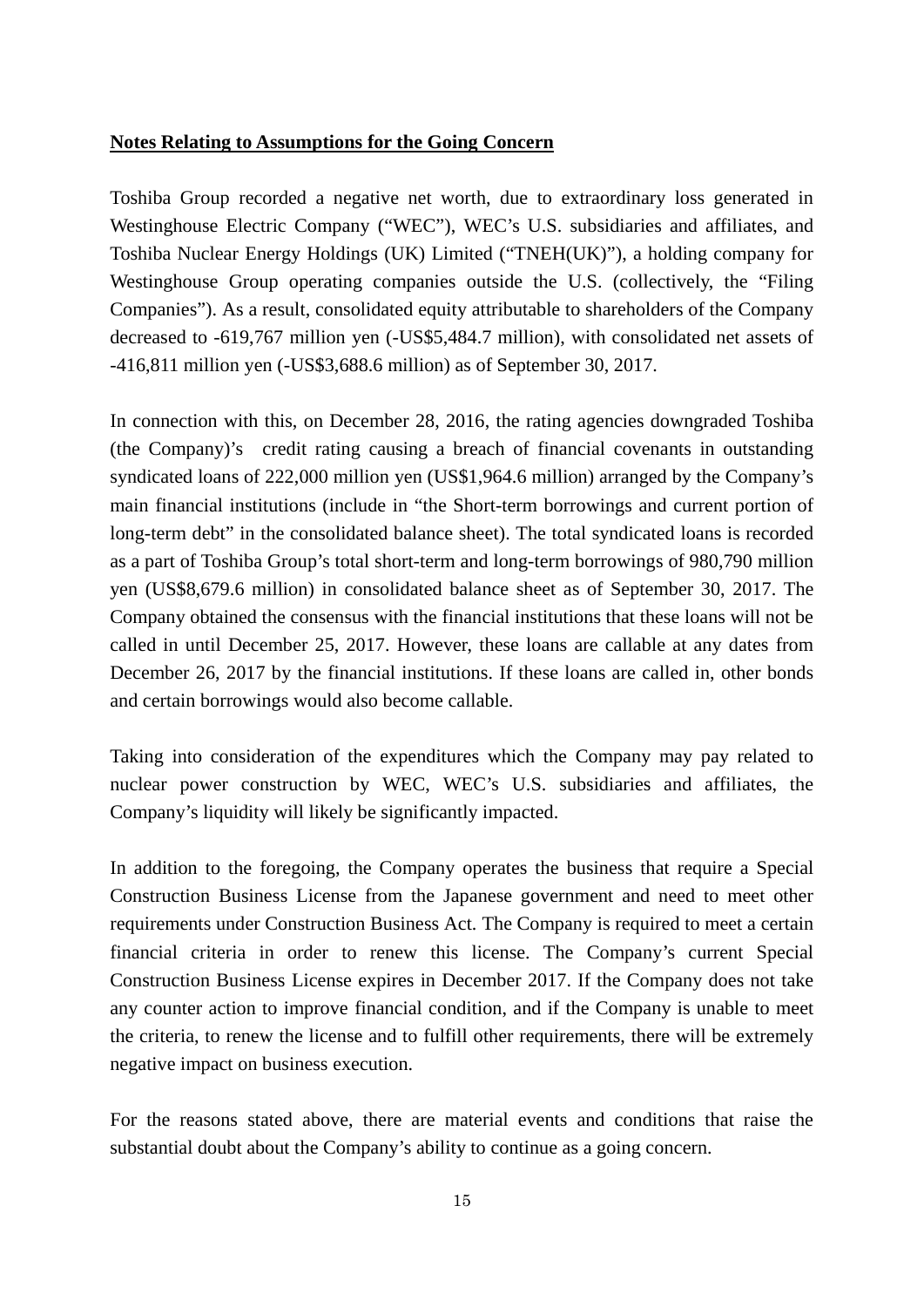**Notes Relating to Assumptions for the Going Concern**

Toshiba Group recorded a negative net worth, due to extraordinary loss generated in Westinghouse Electric Company ("WEC"), WEC's U.S. subsidiaries and affiliates, and Toshiba Nuclear Energy Holdings (UK) Limited ("TNEH(UK)"), a holding company for Westinghouse Group operating companies outside the U.S. (collectively, the "Filing Companies"). As a result, consolidated equity attributable to shareholders of the Company decreased to -619,767 million yen (-US$5,484.7 million), with consolidated net assets of -416,811 million yen (-US$3,688.6 million) as of September 30, 2017.

In connection with this, on December 28, 2016, the rating agencies downgraded Toshiba (the Company)'s credit rating causing a breach of financial covenants in outstanding syndicated loans of 222,000 million yen (US$1,964.6 million) arranged by the Company's main financial institutions (include in "the Short-term borrowings and current portion of long-term debt" in the consolidated balance sheet). The total syndicated loans is recorded as a part of Toshiba Group's total short-term and long-term borrowings of 980,790 million yen (US$8,679.6 million) in consolidated balance sheet as of September 30, 2017. The Company obtained the consensus with the financial institutions that these loans will not be called in until December 25, 2017. However, these loans are callable at any dates from December 26, 2017 by the financial institutions. If these loans are called in, other bonds and certain borrowings would also become callable.

Taking into consideration of the expenditures which the Company may pay related to nuclear power construction by WEC, WEC's U.S. subsidiaries and affiliates, the Company's liquidity will likely be significantly impacted.

In addition to the foregoing, the Company operates the business that require a Special Construction Business License from the Japanese government and need to meet other requirements under Construction Business Act. The Company is required to meet a certain financial criteria in order to renew this license. The Company's current Special Construction Business License expires in December 2017. If the Company does not take any counter action to improve financial condition, and if the Company is unable to meet the criteria, to renew the license and to fulfill other requirements, there will be extremely negative impact on business execution.

For the reasons stated above, there are material events and conditions that raise the substantial doubt about the Company's ability to continue as a going concern.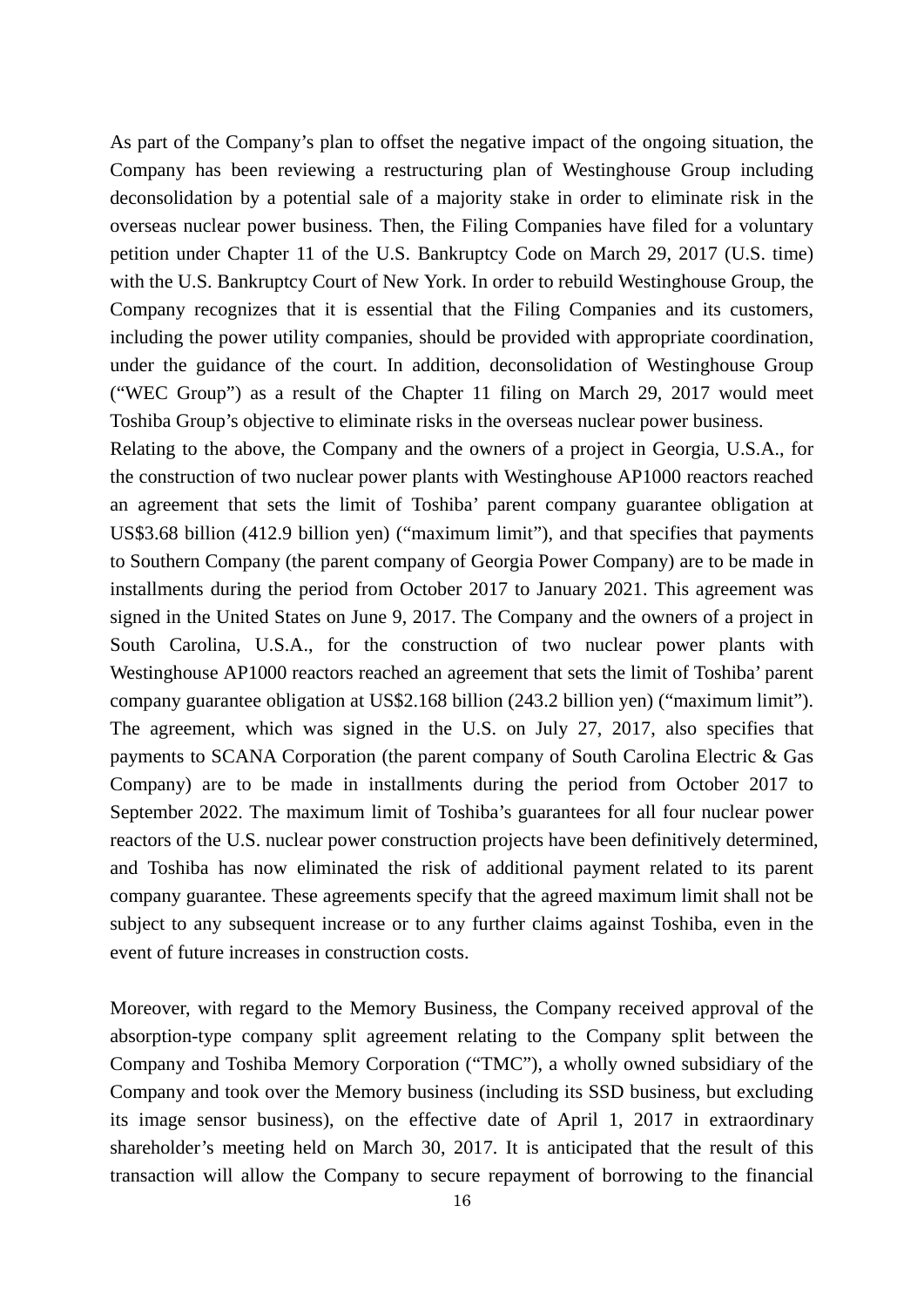As part of the Company's plan to offset the negative impact of the ongoing situation, the Company has been reviewing a restructuring plan of Westinghouse Group including deconsolidation by a potential sale of a majority stake in order to eliminate risk in the overseas nuclear power business. Then, the Filing Companies have filed for a voluntary petition under Chapter 11 of the U.S. Bankruptcy Code on March 29, 2017 (U.S. time) with the U.S. Bankruptcy Court of New York. In order to rebuild Westinghouse Group, the Company recognizes that it is essential that the Filing Companies and its customers, including the power utility companies, should be provided with appropriate coordination, under the guidance of the court. In addition, deconsolidation of Westinghouse Group ("WEC Group") as a result of the Chapter 11 filing on March 29, 2017 would meet Toshiba Group's objective to eliminate risks in the overseas nuclear power business.

Relating to the above, the Company and the owners of a project in Georgia, U.S.A., for the construction of two nuclear power plants with Westinghouse AP1000 reactors reached an agreement that sets the limit of Toshiba' parent company guarantee obligation at US$3.68 billion (412.9 billion yen) ("maximum limit"), and that specifies that payments to Southern Company (the parent company of Georgia Power Company) are to be made in installments during the period from October 2017 to January 2021. This agreement was signed in the United States on June 9, 2017. The Company and the owners of a project in South Carolina, U.S.A., for the construction of two nuclear power plants with Westinghouse AP1000 reactors reached an agreement that sets the limit of Toshiba' parent company guarantee obligation at US$2.168 billion (243.2 billion yen) ("maximum limit"). The agreement, which was signed in the U.S. on July 27, 2017, also specifies that payments to SCANA Corporation (the parent company of South Carolina Electric & Gas Company) are to be made in installments during the period from October 2017 to September 2022. The maximum limit of Toshiba's guarantees for all four nuclear power reactors of the U.S. nuclear power construction projects have been definitively determined, and Toshiba has now eliminated the risk of additional payment related to its parent company guarantee. These agreements specify that the agreed maximum limit shall not be subject to any subsequent increase or to any further claims against Toshiba, even in the event of future increases in construction costs.

Moreover, with regard to the Memory Business, the Company received approval of the absorption-type company split agreement relating to the Company split between the Company and Toshiba Memory Corporation ("TMC"), a wholly owned subsidiary of the Company and took over the Memory business (including its SSD business, but excluding its image sensor business), on the effective date of April 1, 2017 in extraordinary shareholder's meeting held on March 30, 2017. It is anticipated that the result of this transaction will allow the Company to secure repayment of borrowing to the financial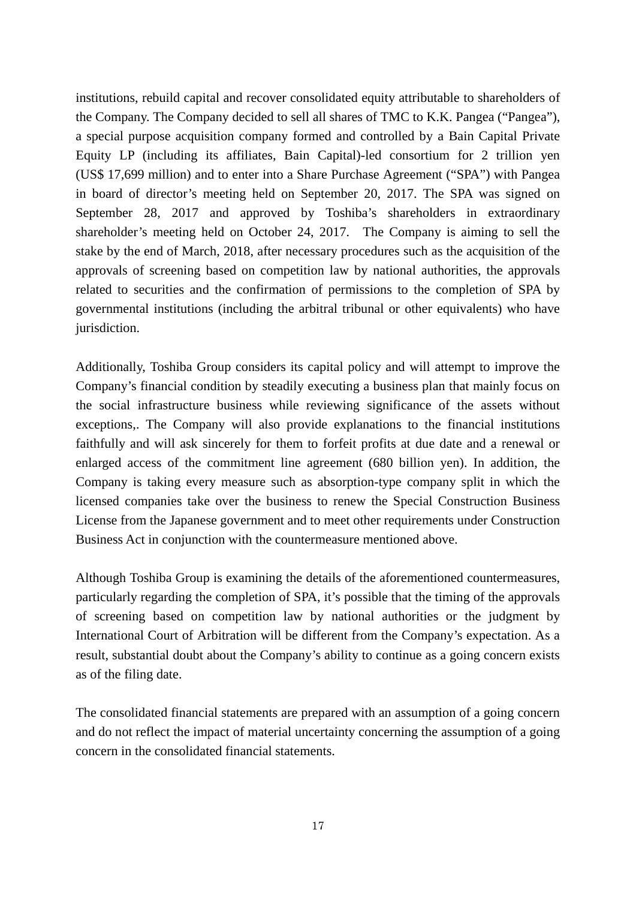institutions, rebuild capital and recover consolidated equity attributable to shareholders of the Company. The Company decided to sell all shares of TMC to K.K. Pangea ("Pangea"), a special purpose acquisition company formed and controlled by a Bain Capital Private Equity LP (including its affiliates, Bain Capital)-led consortium for 2 trillion yen (US$ 17,699 million) and to enter into a Share Purchase Agreement ("SPA") with Pangea in board of director's meeting held on September 20, 2017. The SPA was signed on September 28, 2017 and approved by Toshiba's shareholders in extraordinary shareholder's meeting held on October 24, 2017. The Company is aiming to sell the stake by the end of March, 2018, after necessary procedures such as the acquisition of the approvals of screening based on competition law by national authorities, the approvals related to securities and the confirmation of permissions to the completion of SPA by governmental institutions (including the arbitral tribunal or other equivalents) who have jurisdiction.

Additionally, Toshiba Group considers its capital policy and will attempt to improve the Company's financial condition by steadily executing a business plan that mainly focus on the social infrastructure business while reviewing significance of the assets without exceptions,. The Company will also provide explanations to the financial institutions faithfully and will ask sincerely for them to forfeit profits at due date and a renewal or enlarged access of the commitment line agreement (680 billion yen). In addition, the Company is taking every measure such as absorption-type company split in which the licensed companies take over the business to renew the Special Construction Business License from the Japanese government and to meet other requirements under Construction Business Act in conjunction with the countermeasure mentioned above.

Although Toshiba Group is examining the details of the aforementioned countermeasures, particularly regarding the completion of SPA, it's possible that the timing of the approvals of screening based on competition law by national authorities or the judgment by International Court of Arbitration will be different from the Company's expectation. As a result, substantial doubt about the Company's ability to continue as a going concern exists as of the filing date.

The consolidated financial statements are prepared with an assumption of a going concern and do not reflect the impact of material uncertainty concerning the assumption of a going concern in the consolidated financial statements.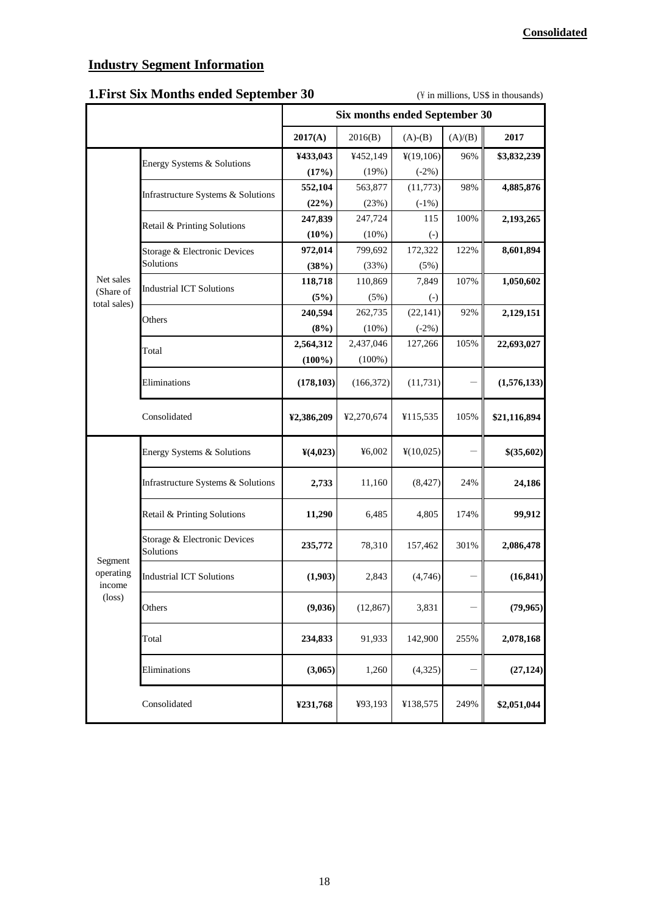**Consolidated**

## Industry Segment Information

### 1.First Six Months ended September 30

(¥ in millions, US$ in thousands)

| | | Six months ended September 30 | | | | |
|---|---|---|---|---|---|---|
| | | **2017(A)** | 2016(B) | (A)-(B) | (A)/(B) | **2017** |
| Net sales (Share of total sales) | Energy Systems & Solutions | **¥433,043** **(17%)** | ¥452,149 (19%) | ¥(19,106) (-2%) | 96% | **$3,832,239** |
| | Infrastructure Systems & Solutions | **552,104** **(22%)** | 563,877 (23%) | (11,773) (-1%) | 98% | **4,885,876** |
| | Retail & Printing Solutions | **247,839** **(10%)** | 247,724 (10%) | 115 (-) | 100% | **2,193,265** |
| | Storage & Electronic Devices Solutions | **972,014** **(38%)** | 799,692 (33%) | 172,322 (5%) | 122% | **8,601,894** |
| | Industrial ICT Solutions | **118,718** **(5%)** | 110,869 (5%) | 7,849 (-) | 107% | **1,050,602** |
| | Others | **240,594** **(8%)** | 262,735 (10%) | (22,141) (-2%) | 92% | **2,129,151** |
| | Total | **2,564,312** **(100%)** | 2,437,046 (100%) | 127,266 | 105% | **22,693,027** |
| | Eliminations | **(178,103)** | (166,372) | (11,731) | ― | **(1,576,133)** |
| | Consolidated | **¥2,386,209** | ¥2,270,674 | ¥115,535 | 105% | **$21,116,894** |
| Segment operating income (loss) | Energy Systems & Solutions | **¥(4,023)** | ¥6,002 | ¥(10,025) | ― | **$(35,602)** |
| | Infrastructure Systems & Solutions | **2,733** | 11,160 | (8,427) | 24% | **24,186** |
| | Retail & Printing Solutions | **11,290** | 6,485 | 4,805 | 174% | **99,912** |
| | Storage & Electronic Devices Solutions | **235,772** | 78,310 | 157,462 | 301% | **2,086,478** |
| | Industrial ICT Solutions | **(1,903)** | 2,843 | (4,746) | ― | **(16,841)** |
| | Others | **(9,036)** | (12,867) | 3,831 | ― | **(79,965)** |
| | Total | **234,833** | 91,933 | 142,900 | 255% | **2,078,168** |
| | Eliminations | **(3,065)** | 1,260 | (4,325) | ― | **(27,124)** |
| | Consolidated | **¥231,768** | ¥93,193 | ¥138,575 | 249% | **$2,051,044** |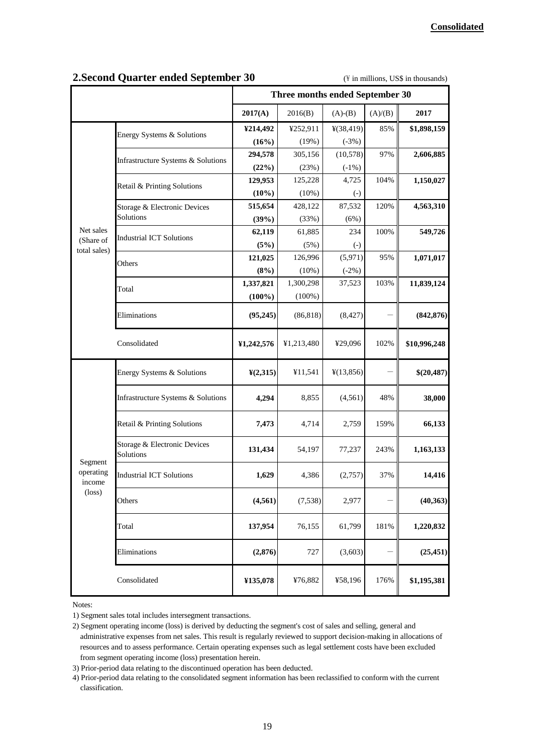**Consolidated**

## 2.Second Quarter ended September 30

(¥ in millions, US$ in thousands)

| | | Three months ended September 30 | | | | |
|---|---|---|---|---|---|---|
| | | **2017(A)** | 2016(B) | (A)-(B) | (A)/(B) | **2017** |
| Net sales (Share of total sales) | Energy Systems & Solutions | **¥214,492** | ¥252,911 | ¥(38,419) | 85% | **$1,898,159** |
| | | **(16%)** | (19%) | (-3%) | | |
| | Infrastructure Systems & Solutions | **294,578** | 305,156 | (10,578) | 97% | **2,606,885** |
| | | **(22%)** | (23%) | (-1%) | | |
| | Retail & Printing Solutions | **129,953** | 125,228 | 4,725 | 104% | **1,150,027** |
| | | **(10%)** | (10%) | (-) | | |
| | Storage & Electronic Devices Solutions | **515,654** | 428,122 | 87,532 | 120% | **4,563,310** |
| | | **(39%)** | (33%) | (6%) | | |
| | Industrial ICT Solutions | **62,119** | 61,885 | 234 | 100% | **549,726** |
| | | **(5%)** | (5%) | (-) | | |
| | Others | **121,025** | 126,996 | (5,971) | 95% | **1,071,017** |
| | | **(8%)** | (10%) | (-2%) | | |
| | Total | **1,337,821** | 1,300,298 | 37,523 | 103% | **11,839,124** |
| | | **(100%)** | (100%) | | | |
| | Eliminations | **(95,245)** | (86,818) | (8,427) | — | **(842,876)** |
| | Consolidated | **¥1,242,576** | ¥1,213,480 | ¥29,096 | 102% | **$10,996,248** |
| Segment operating income (loss) | Energy Systems & Solutions | **¥(2,315)** | ¥11,541 | ¥(13,856) | — | **$(20,487)** |
| | Infrastructure Systems & Solutions | **4,294** | 8,855 | (4,561) | 48% | **38,000** |
| | Retail & Printing Solutions | **7,473** | 4,714 | 2,759 | 159% | **66,133** |
| | Storage & Electronic Devices Solutions | **131,434** | 54,197 | 77,237 | 243% | **1,163,133** |
| | Industrial ICT Solutions | **1,629** | 4,386 | (2,757) | 37% | **14,416** |
| | Others | **(4,561)** | (7,538) | 2,977 | — | **(40,363)** |
| | Total | **137,954** | 76,155 | 61,799 | 181% | **1,220,832** |
| | Eliminations | **(2,876)** | 727 | (3,603) | — | **(25,451)** |
| | Consolidated | **¥135,078** | ¥76,882 | ¥58,196 | 176% | **$1,195,381** |

Notes:

1) Segment sales total includes intersegment transactions.

2) Segment operating income (loss) is derived by deducting the segment's cost of sales and selling, general and administrative expenses from net sales. This result is regularly reviewed to support decision-making in allocations of resources and to assess performance. Certain operating expenses such as legal settlement costs have been excluded from segment operating income (loss) presentation herein.

3) Prior-period data relating to the discontinued operation has been deducted.

4) Prior-period data relating to the consolidated segment information has been reclassified to conform with the current classification.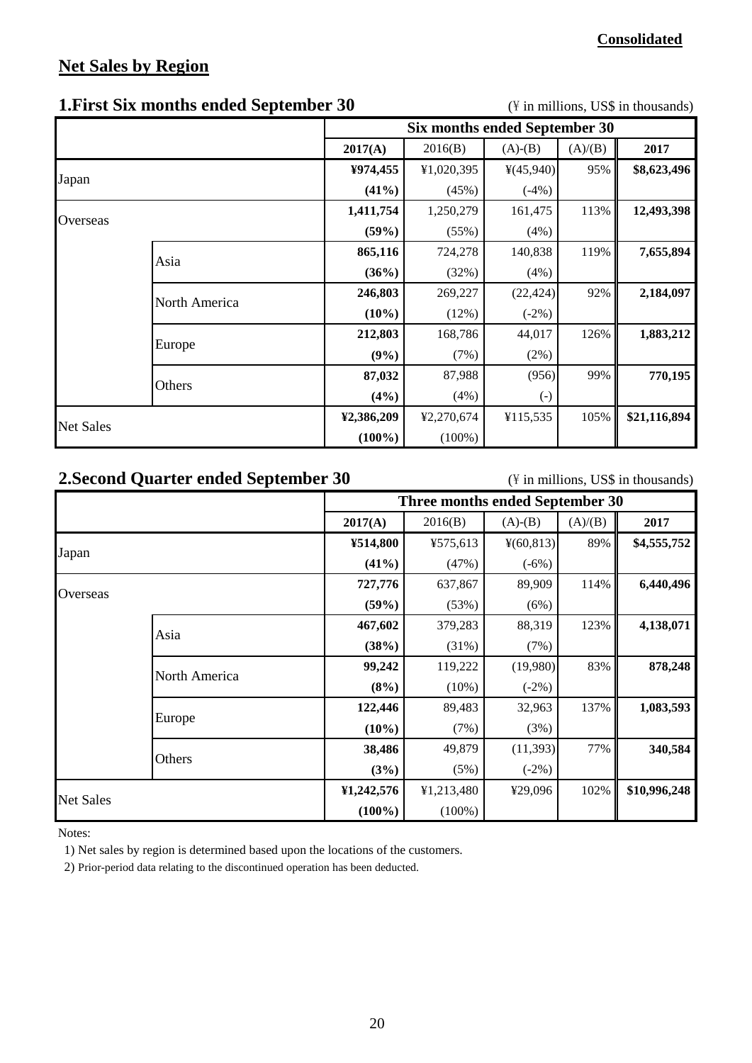**Consolidated**

## Net Sales by Region

### 1.First Six months ended September 30

(¥ in millions, US$ in thousands)

| | | Six months ended September 30 | | | | |
|---|---|---|---|---|---|---|
| | | **2017(A)** | 2016(B) | (A)-(B) | (A)/(B) | **2017** |
| Japan | | **¥974,455** | ¥1,020,395 | ¥(45,940) | 95% | **$8,623,496** |
| | | **(41%)** | (45%) | (-4%) | | |
| Overseas | | **1,411,754** | 1,250,279 | 161,475 | 113% | **12,493,398** |
| | | **(59%)** | (55%) | (4%) | | |
| | Asia | **865,116** | 724,278 | 140,838 | 119% | **7,655,894** |
| | | **(36%)** | (32%) | (4%) | | |
| | North America | **246,803** | 269,227 | (22,424) | 92% | **2,184,097** |
| | | **(10%)** | (12%) | (-2%) | | |
| | Europe | **212,803** | 168,786 | 44,017 | 126% | **1,883,212** |
| | | **(9%)** | (7%) | (2%) | | |
| | Others | **87,032** | 87,988 | (956) | 99% | **770,195** |
| | | **(4%)** | (4%) | (-) | | |
| Net Sales | | **¥2,386,209** | ¥2,270,674 | ¥115,535 | 105% | **$21,116,894** |
| | | **(100%)** | (100%) | | | |

### 2.Second Quarter ended September 30

(¥ in millions, US$ in thousands)

| | | Three months ended September 30 | | | | |
|---|---|---|---|---|---|---|
| | | **2017(A)** | 2016(B) | (A)-(B) | (A)/(B) | **2017** |
| Japan | | **¥514,800** | ¥575,613 | ¥(60,813) | 89% | **$4,555,752** |
| | | **(41%)** | (47%) | (-6%) | | |
| Overseas | | **727,776** | 637,867 | 89,909 | 114% | **6,440,496** |
| | | **(59%)** | (53%) | (6%) | | |
| | Asia | **467,602** | 379,283 | 88,319 | 123% | **4,138,071** |
| | | **(38%)** | (31%) | (7%) | | |
| | North America | **99,242** | 119,222 | (19,980) | 83% | **878,248** |
| | | **(8%)** | (10%) | (-2%) | | |
| | Europe | **122,446** | 89,483 | 32,963 | 137% | **1,083,593** |
| | | **(10%)** | (7%) | (3%) | | |
| | Others | **38,486** | 49,879 | (11,393) | 77% | **340,584** |
| | | **(3%)** | (5%) | (-2%) | | |
| Net Sales | | **¥1,242,576** | ¥1,213,480 | ¥29,096 | 102% | **$10,996,248** |
| | | **(100%)** | (100%) | | | |

Notes:

1) Net sales by region is determined based upon the locations of the customers.

2) Prior-period data relating to the discontinued operation has been deducted.